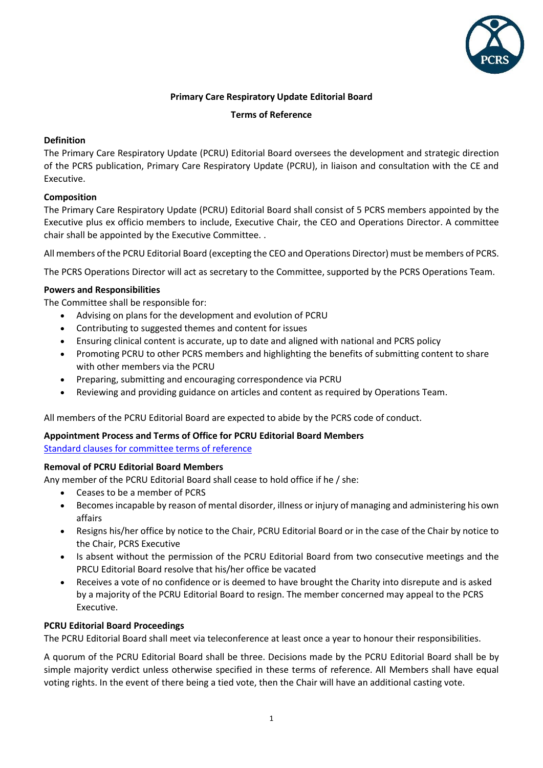**Primary Care Respiratory Update Editorial Board**

**Terms of Reference**

**Definition**

The Primary Care Respiratory Update (PCRU) Editorial Board oversees the development and strategic direction of the PCRS publication, Primary Care Respiratory Update (PCRU), in liaison and consultation with the CE and Executive.

**Composition**

The Primary Care Respiratory Update (PCRU) Editorial Board shall consist of 5 PCRS members appointed by the Executive plus ex officio members to include, Executive Chair, the CEO and Operations Director. A committee chair shall be appointed by the Executive Committee. .

All members of the PCRU Editorial Board (excepting the CEO and Operations Director) must be members of PCRS.

The PCRS Operations Director will act as secretary to the Committee, supported by the PCRS Operations Team.

**Powers and Responsibilities**

The Committee shall be responsible for:

- Advising on plans for the development and evolution of PCRU
- Contributing to suggested themes and content for issues
- Ensuring clinical content is accurate, up to date and aligned with national and PCRS policy
- Promoting PCRU to other PCRS members and highlighting the benefits of submitting content to share with other members via the PCRU
- Preparing, submitting and encouraging correspondence via PCRU
- Reviewing and providing guidance on articles and content as required by Operations Team.

All members of the PCRU Editorial Board are expected to abide by the PCRS code of conduct.

**Appointment Process and Terms of Office for PCRU Editorial Board Members**

Standard clauses for committee terms of reference

**Removal of PCRU Editorial Board Members**

Any member of the PCRU Editorial Board shall cease to hold office if he / she:

- Ceases to be a member of PCRS
- Becomes incapable by reason of mental disorder, illness or injury of managing and administering his own affairs
- Resigns his/her office by notice to the Chair, PCRU Editorial Board or in the case of the Chair by notice to the Chair, PCRS Executive
- Is absent without the permission of the PCRU Editorial Board from two consecutive meetings and the PRCU Editorial Board resolve that his/her office be vacated
- Receives a vote of no confidence or is deemed to have brought the Charity into disrepute and is asked by a majority of the PCRU Editorial Board to resign. The member concerned may appeal to the PCRS Executive.

**PCRU Editorial Board Proceedings**

The PCRU Editorial Board shall meet via teleconference at least once a year to honour their responsibilities.

A quorum of the PCRU Editorial Board shall be three. Decisions made by the PCRU Editorial Board shall be by simple majority verdict unless otherwise specified in these terms of reference. All Members shall have equal voting rights. In the event of there being a tied vote, then the Chair will have an additional casting vote.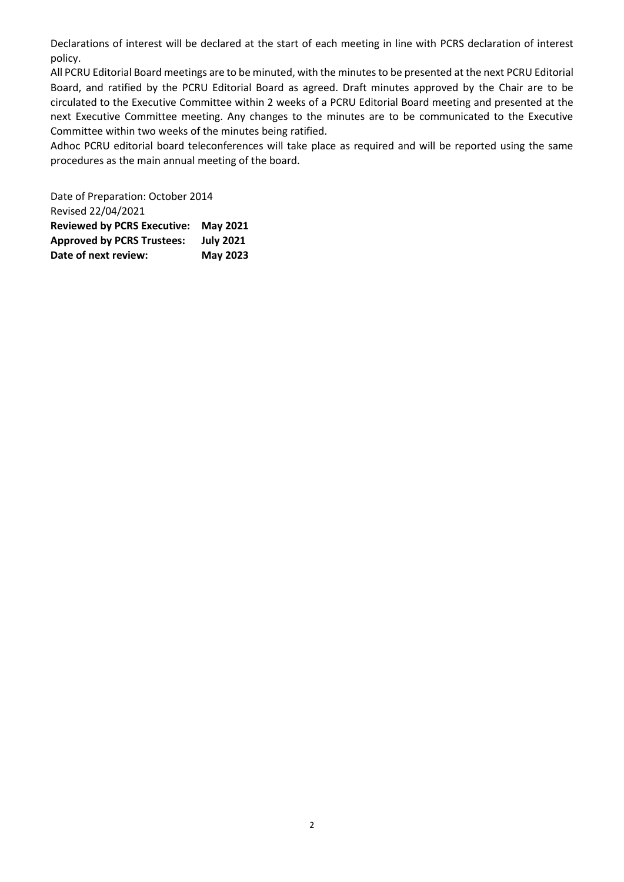Declarations of interest will be declared at the start of each meeting in line with PCRS declaration of interest policy.

All PCRU Editorial Board meetings are to be minuted, with the minutes to be presented at the next PCRU Editorial Board, and ratified by the PCRU Editorial Board as agreed. Draft minutes approved by the Chair are to be circulated to the Executive Committee within 2 weeks of a PCRU Editorial Board meeting and presented at the next Executive Committee meeting. Any changes to the minutes are to be communicated to the Executive Committee within two weeks of the minutes being ratified.

Adhoc PCRU editorial board teleconferences will take place as required and will be reported using the same procedures as the main annual meeting of the board.

Date of Preparation: October 2014
Revised 22/04/2021

**Reviewed by PCRS Executive:** **May 2021**
**Approved by PCRS Trustees:** **July 2021**
**Date of next review:** **May 2023**